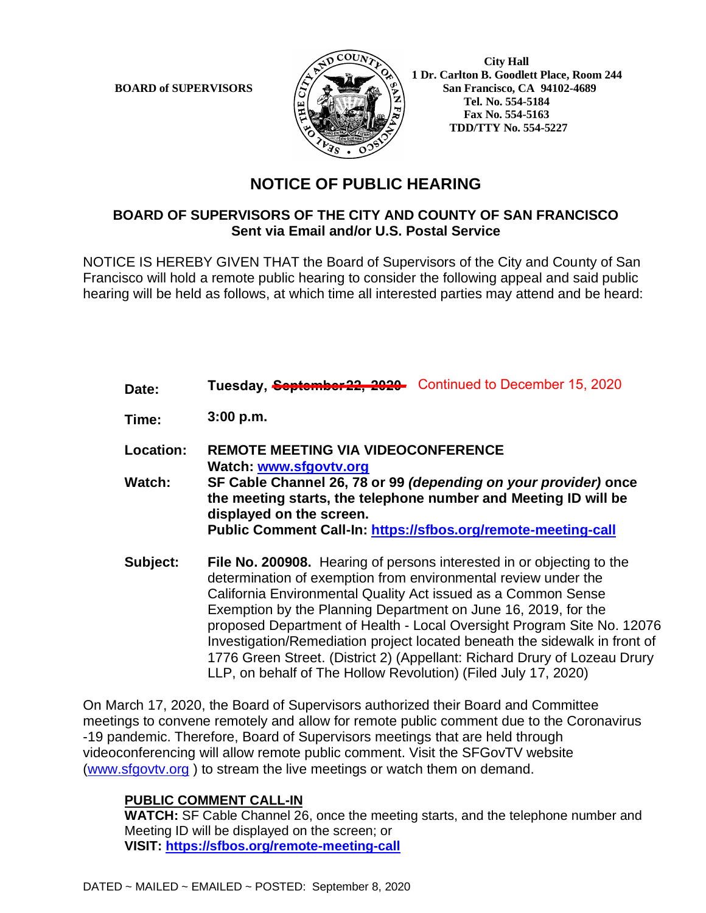**BOARD of SUPERVISORS**

**City Hall**
**1 Dr. Carlton B. Goodlett Place, Room 244**
**San Francisco, CA 94102-4689**
**Tel. No. 554-5184**
**Fax No. 554-5163**
**TDD/TTY No. 554-5227**

# NOTICE OF PUBLIC HEARING

## BOARD OF SUPERVISORS OF THE CITY AND COUNTY OF SAN FRANCISCO
**Sent via Email and/or U.S. Postal Service**

NOTICE IS HEREBY GIVEN THAT the Board of Supervisors of the City and County of San Francisco will hold a remote public hearing to consider the following appeal and said public hearing will be held as follows, at which time all interested parties may attend and be heard:

**Date:** **Tuesday, ~~September 22, 2020~~** Continued to December 15, 2020

**Time:** **3:00 p.m.**

**Location:** **REMOTE MEETING VIA VIDEOCONFERENCE**
**Watch: [www.sfgovtv.org](www.sfgovtv.org)**

**Watch:** **SF Cable Channel 26, 78 or 99 *(depending on your provider)* once the meeting starts, the telephone number and Meeting ID will be displayed on the screen.**
**Public Comment Call-In: [https://sfbos.org/remote-meeting-call](https://sfbos.org/remote-meeting-call)**

**Subject:** **File No. 200908.** Hearing of persons interested in or objecting to the determination of exemption from environmental review under the California Environmental Quality Act issued as a Common Sense Exemption by the Planning Department on June 16, 2019, for the proposed Department of Health - Local Oversight Program Site No. 12076 Investigation/Remediation project located beneath the sidewalk in front of 1776 Green Street. (District 2) (Appellant: Richard Drury of Lozeau Drury LLP, on behalf of The Hollow Revolution) (Filed July 17, 2020)

On March 17, 2020, the Board of Supervisors authorized their Board and Committee meetings to convene remotely and allow for remote public comment due to the Coronavirus -19 pandemic. Therefore, Board of Supervisors meetings that are held through videoconferencing will allow remote public comment. Visit the SFGovTV website ([www.sfgovtv.org](www.sfgovtv.org) ) to stream the live meetings or watch them on demand.

**PUBLIC COMMENT CALL-IN**
**WATCH:** SF Cable Channel 26, once the meeting starts, and the telephone number and Meeting ID will be displayed on the screen; or
**VISIT: [https://sfbos.org/remote-meeting-call](https://sfbos.org/remote-meeting-call)**

DATED ~ MAILED ~ EMAILED ~ POSTED: September 8, 2020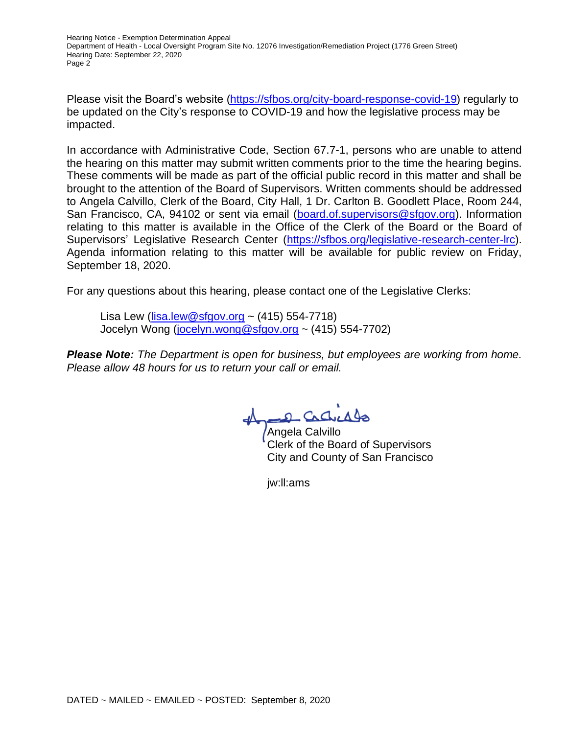Please visit the Board's website (https://sfbos.org/city-board-response-covid-19) regularly to be updated on the City's response to COVID-19 and how the legislative process may be impacted.

In accordance with Administrative Code, Section 67.7-1, persons who are unable to attend the hearing on this matter may submit written comments prior to the time the hearing begins. These comments will be made as part of the official public record in this matter and shall be brought to the attention of the Board of Supervisors. Written comments should be addressed to Angela Calvillo, Clerk of the Board, City Hall, 1 Dr. Carlton B. Goodlett Place, Room 244, San Francisco, CA, 94102 or sent via email (board.of.supervisors@sfgov.org). Information relating to this matter is available in the Office of the Clerk of the Board or the Board of Supervisors' Legislative Research Center (https://sfbos.org/legislative-research-center-lrc). Agenda information relating to this matter will be available for public review on Friday, September 18, 2020.

For any questions about this hearing, please contact one of the Legislative Clerks:

Lisa Lew (lisa.lew@sfgov.org ~ (415) 554-7718)
Jocelyn Wong (jocelyn.wong@sfgov.org ~ (415) 554-7702)

***Please Note:*** *The Department is open for business, but employees are working from home. Please allow 48 hours for us to return your call or email.*

Angela Calvillo
Clerk of the Board of Supervisors
City and County of San Francisco

jw:ll:ams

DATED ~ MAILED ~ EMAILED ~ POSTED: September 8, 2020